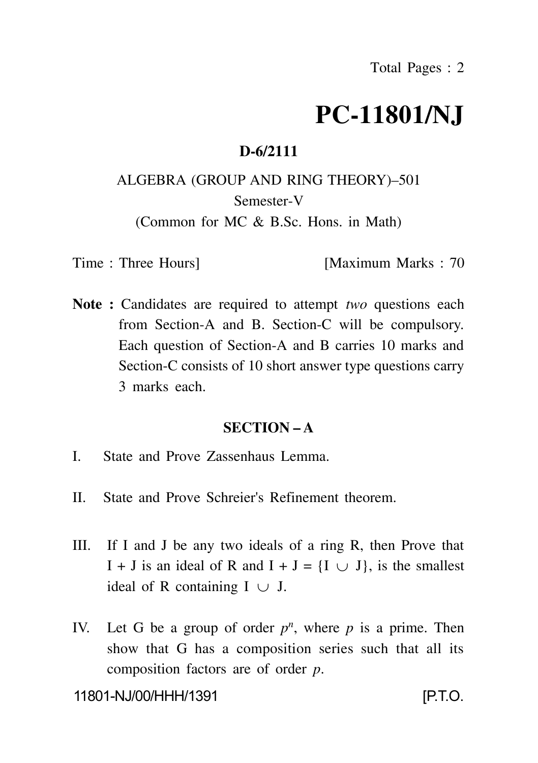Total Pages : 2

# PC-11801/NJ

**D-6/2111**

ALGEBRA (GROUP AND RING THEORY)–501
Semester-V
(Common for MC & B.Sc. Hons. in Math)

Time : Three Hours] [Maximum Marks : 70

**Note :** Candidates are required to attempt *two* questions each from Section-A and B. Section-C will be compulsory. Each question of Section-A and B carries 10 marks and Section-C consists of 10 short answer type questions carry 3 marks each.

## SECTION – A

I. State and Prove Zassenhaus Lemma.

II. State and Prove Schreier's Refinement theorem.

III. If I and J be any two ideals of a ring R, then Prove that I + J is an ideal of R and I + J = $\{I \cup J\}$, is the smallest ideal of R containing $I \cup J$.

IV. Let G be a group of order $p^n$, where $p$ is a prime. Then show that G has a composition series such that all its composition factors are of order $p$.

11801-NJ/00/HHH/1391 [P.T.O.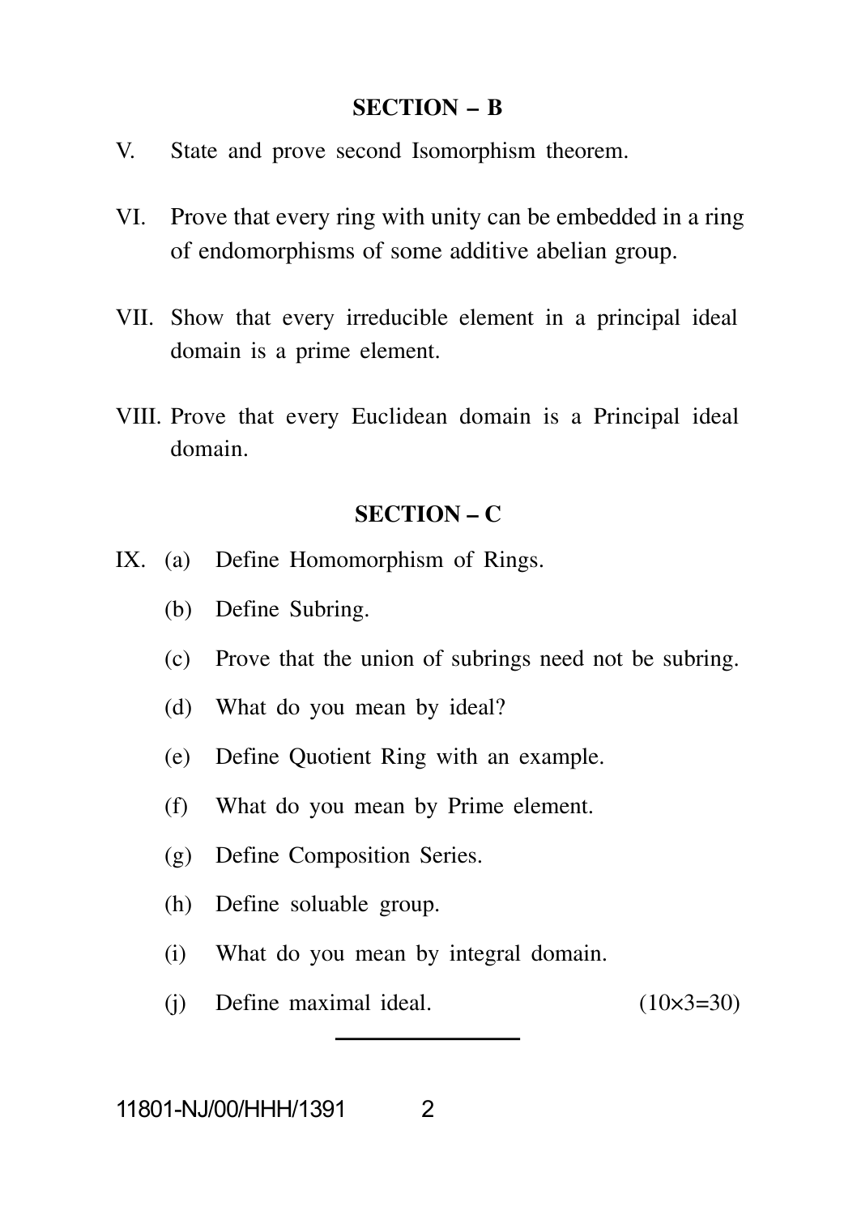## SECTION – B

V. State and prove second Isomorphism theorem.

VI. Prove that every ring with unity can be embedded in a ring of endomorphisms of some additive abelian group.

VII. Show that every irreducible element in a principal ideal domain is a prime element.

VIII. Prove that every Euclidean domain is a Principal ideal domain.

## SECTION – C

IX. (a) Define Homomorphism of Rings.

(b) Define Subring.

(c) Prove that the union of subrings need not be subring.

(d) What do you mean by ideal?

(e) Define Quotient Ring with an example.

(f) What do you mean by Prime element.

(g) Define Composition Series.

(h) Define soluable group.

(i) What do you mean by integral domain.

(j) Define maximal ideal. $(10\times3=30)$